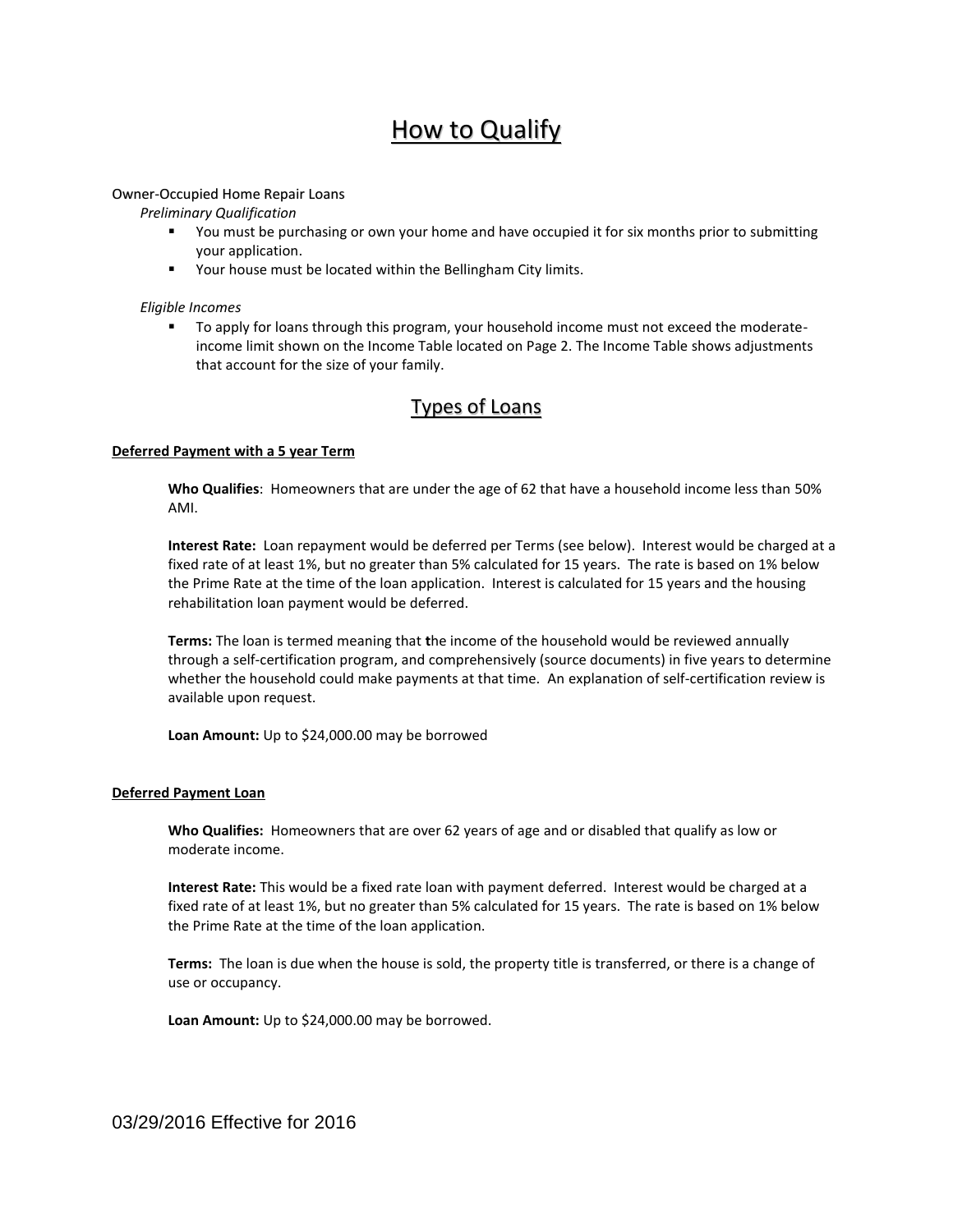# How to Qualify

Owner-Occupied Home Repair Loans

*Preliminary Qualification*

- You must be purchasing or own your home and have occupied it for six months prior to submitting your application.
- Your house must be located within the Bellingham City limits.

*Eligible Incomes*

- To apply for loans through this program, your household income must not exceed the moderate-income limit shown on the Income Table located on Page 2. The Income Table shows adjustments that account for the size of your family.

## Types of Loans

**Deferred Payment with a 5 year Term**

**Who Qualifies**: Homeowners that are under the age of 62 that have a household income less than 50% AMI.

**Interest Rate:** Loan repayment would be deferred per Terms (see below). Interest would be charged at a fixed rate of at least 1%, but no greater than 5% calculated for 15 years. The rate is based on 1% below the Prime Rate at the time of the loan application. Interest is calculated for 15 years and the housing rehabilitation loan payment would be deferred.

**Terms:** The loan is termed meaning that the income of the household would be reviewed annually through a self-certification program, and comprehensively (source documents) in five years to determine whether the household could make payments at that time. An explanation of self-certification review is available upon request.

**Loan Amount:** Up to $24,000.00 may be borrowed

**Deferred Payment Loan**

**Who Qualifies:** Homeowners that are over 62 years of age and or disabled that qualify as low or moderate income.

**Interest Rate:** This would be a fixed rate loan with payment deferred. Interest would be charged at a fixed rate of at least 1%, but no greater than 5% calculated for 15 years. The rate is based on 1% below the Prime Rate at the time of the loan application.

**Terms:** The loan is due when the house is sold, the property title is transferred, or there is a change of use or occupancy.

**Loan Amount:** Up to $24,000.00 may be borrowed.

03/29/2016 Effective for 2016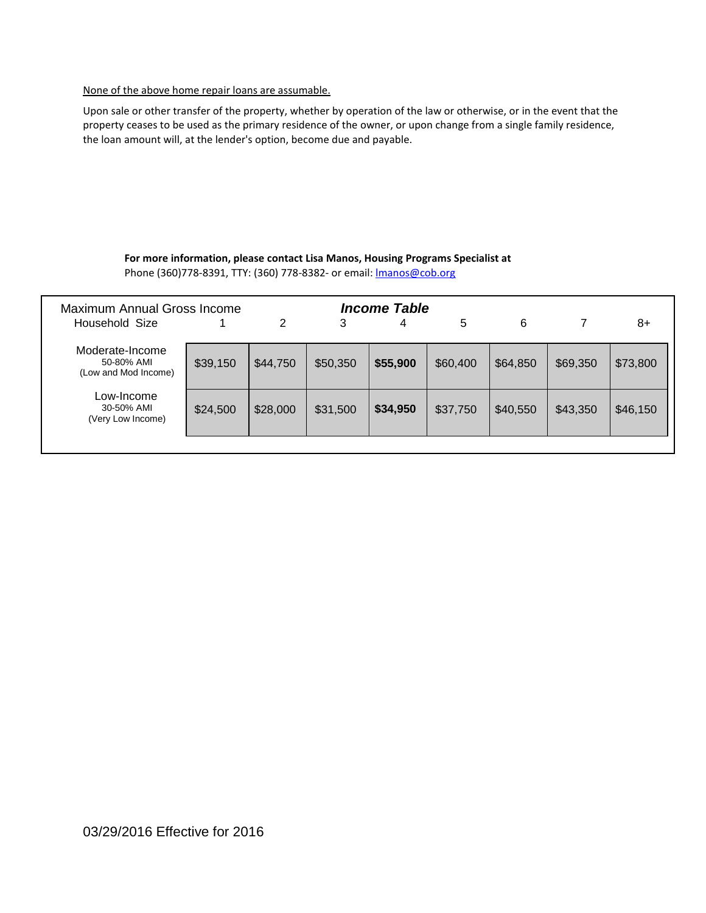<u>None of the above home repair loans are assumable.</u>

Upon sale or other transfer of the property, whether by operation of the law or otherwise, or in the event that the property ceases to be used as the primary residence of the owner, or upon change from a single family residence, the loan amount will, at the lender's option, become due and payable.

**For more information, please contact Lisa Manos, Housing Programs Specialist at**
Phone (360)778-8391, TTY: (360) 778-8382- or email: lmanos@cob.org

***Income Table***

| Maximum Annual Gross Income<br>Household Size | 1 | 2 | 3 | 4 | 5 | 6 | 7 | 8+ |
|---|---|---|---|---|---|---|---|---|
| Moderate-Income<br>50-80% AMI<br>(Low and Mod Income) | $39,150 | $44,750 | $50,350 | **$55,900** | $60,400 | $64,850 | $69,350 | $73,800 |
| Low-Income<br>30-50% AMI<br>(Very Low Income) | $24,500 | $28,000 | $31,500 | **$34,950** | $37,750 | $40,550 | $43,350 | $46,150 |

03/29/2016 Effective for 2016